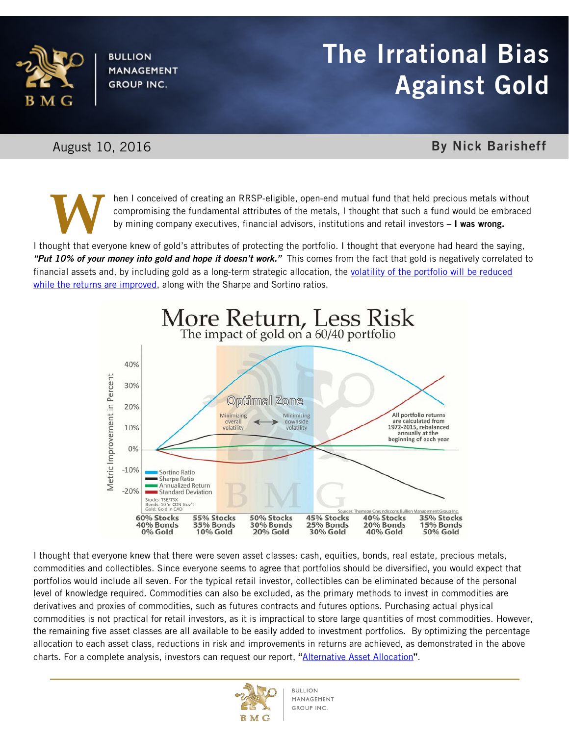# The Irrational Bias Against Gold

August 10, 2016

**By Nick Barisheff**

When I conceived of creating an RRSP-eligible, open-end mutual fund that held precious metals without compromising the fundamental attributes of the metals, I thought that such a fund would be embraced by mining company executives, financial advisors, institutions and retail investors – **I was wrong.**

I thought that everyone knew of gold's attributes of protecting the portfolio. I thought that everyone had heard the saying, ***"Put 10% of your money into gold and hope it doesn't work."*** This comes from the fact that gold is negatively correlated to financial assets and, by including gold as a long-term strategic allocation, the volatility of the portfolio will be reduced while the returns are improved, along with the Sharpe and Sortino ratios.

**More Return, Less Risk**
The impact of gold on a 60/40 portfolio

Optimal Zone: Minimizing overall volatility ↔ Minimizing downside volatility

All portfolio returns are calculated from 1972-2015, rebalanced annually at the beginning of each year

Legend: Sortino Ratio, Sharpe Ratio, Annualized Return, Standard Deviation

Y-axis: Metric Improvement in Percent (-20% to 40%)

X-axis: 60% Stocks 40% Bonds 0% Gold | 55% Stocks 35% Bonds 10% Gold | 50% Stocks 30% Bonds 20% Gold | 45% Stocks 25% Bonds 30% Gold | 40% Stocks 20% Bonds 40% Gold | 35% Stocks 15% Bonds 50% Gold

Stocks: TSE/TSX
Bonds: 10 Yr CDN Gov't
Gold: Gold in CAD

Sources: Thomson One; ndir.com; Bullion Management Group Inc.

I thought that everyone knew that there were seven asset classes: cash, equities, bonds, real estate, precious metals, commodities and collectibles. Since everyone seems to agree that portfolios should be diversified, you would expect that portfolios would include all seven. For the typical retail investor, collectibles can be eliminated because of the personal level of knowledge required. Commodities can also be excluded, as the primary methods to invest in commodities are derivatives and proxies of commodities, such as futures contracts and futures options. Purchasing actual physical commodities is not practical for retail investors, as it is impractical to store large quantities of most commodities. However, the remaining five asset classes are all available to be easily added to investment portfolios. By optimizing the percentage allocation to each asset class, reductions in risk and improvements in returns are achieved, as demonstrated in the above charts. For a complete analysis, investors can request our report, **"**Alternative Asset Allocation**"**.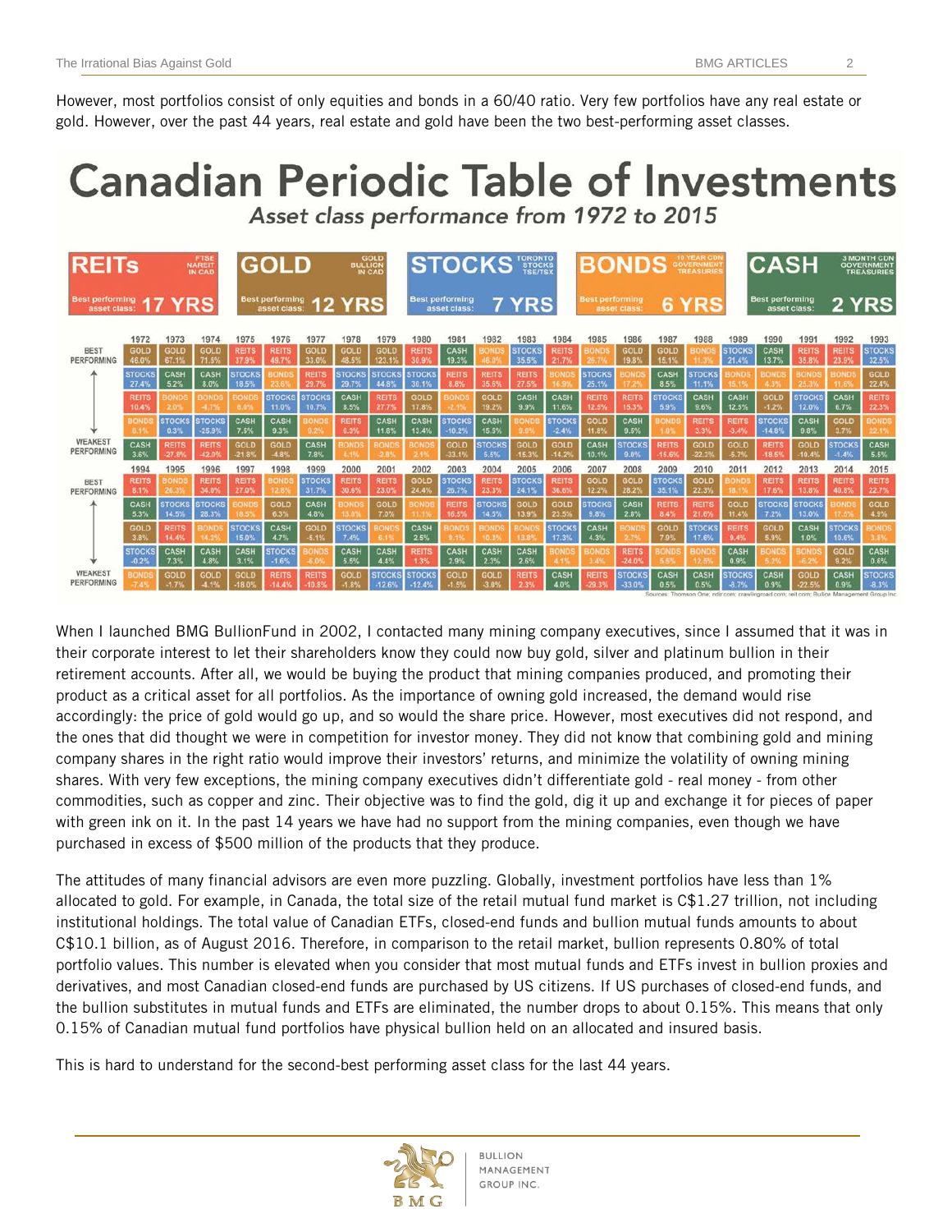However, most portfolios consist of only equities and bonds in a 60/40 ratio. Very few portfolios have any real estate or gold. However, over the past 44 years, real estate and gold have been the two best-performing asset classes.

## Canadian Periodic Table of Investments

*Asset class performance from 1972 to 2015*

| Asset class | Index | Best performing asset class |
|---|---|---|
| REITs | FTSE NAREIT IN CAD | 17 YRS |
| GOLD | GOLD BULLION IN CAD | 12 YRS |
| STOCKS | TORONTO STOCKS TSE/TSX | 7 YRS |
| BONDS | 10 YEAR CDN GOVERNMENT TREASURIES | 6 YRS |
| CASH | 3 MONTH CDN GOVERNMENT TREASURIES | 2 YRS |

| | 1972 | 1973 | 1974 | 1975 | 1976 | 1977 | 1978 | 1979 | 1980 | 1981 | 1982 | 1983 | 1984 | 1985 | 1986 | 1987 | 1988 | 1989 | 1990 | 1991 | 1992 | 1993 |
|---|---|---|---|---|---|---|---|---|---|---|---|---|---|---|---|---|---|---|---|---|---|---|
| BEST PERFORMING | GOLD 46.0% | GOLD 67.1% | GOLD 71.5% | REITS 37.9% | REITS 49.7% | GOLD 33.0% | GOLD 48.5% | GOLD 123.1% | REITS 30.9% | CASH 19.3% | BONDS 46.0% | STOCKS 35.5% | REITS 21.7% | BONDS 26.7% | GOLD 19.8% | GOLD 15.1% | BONDS 11.3% | STOCKS 21.4% | CASH 13.7% | REITS 35.8% | REITS 23.9% | STOCKS 32.5% |
| | STOCKS 27.4% | CASH 5.2% | CASH 8.0% | STOCKS 18.5% | BONDS 23.6% | REITS 29.7% | STOCKS 29.7% | STOCKS 44.8% | STOCKS 30.1% | REITS 8.8% | REITS 35.8% | REITS 27.5% | BONDS 16.9% | STOCKS 25.1% | BONDS 17.2% | CASH 8.5% | STOCKS 11.1% | BONDS 15.1% | BONDS 4.3% | BONDS 25.3% | BONDS 11.6% | GOLD 22.4% |
| | REITS 10.4% | BONDS 2.0% | BONDS -4.7% | BONDS 8.0% | STOCKS 11.0% | STOCKS 10.7% | CASH 8.5% | REITS 27.7% | GOLD 17.8% | BONDS -2.1% | GOLD 19.2% | CASH 9.9% | CASH 11.6% | REITS 12.5% | REITS 15.3% | STOCKS 5.9% | CASH 9.6% | CASH 12.5% | GOLD -1.2% | STOCKS 12.0% | CASH 6.7% | REITS 22.3% |
| | BONDS 8.1% | STOCKS 0.3% | STOCKS -25.9% | CASH 7.5% | CASH 9.3% | BONDS 9.2% | REITS 6.3% | CASH 11.8% | CASH 13.4% | STOCKS -10.2% | CASH 15.3% | BONDS 9.9% | STOCKS -2.4% | GOLD 11.8% | CASH 9.5% | BONDS 1.8% | REITS 3.3% | REITS -3.4% | STOCKS -14.8% | CASH 9.8% | GOLD 3.7% | BONDS 22.1% |
| WEAKEST PERFORMING | CASH 3.6% | REITS -27.8% | REITS -42.0% | GOLD -21.8% | GOLD -4.8% | CASH 7.8% | BONDS 4.1% | BONDS -2.8% | BONDS 2.1% | GOLD -33.1% | STOCKS 5.5% | GOLD -15.3% | GOLD -14.2% | CASH 10.1% | STOCKS 9.0% | REITS -15.6% | GOLD -22.2% | GOLD -5.7% | REITS -18.5% | GOLD -10.4% | STOCKS -1.4% | CASH 5.5% |

| | 1994 | 1995 | 1996 | 1997 | 1998 | 1999 | 2000 | 2001 | 2002 | 2003 | 2004 | 2005 | 2006 | 2007 | 2008 | 2009 | 2010 | 2011 | 2012 | 2013 | 2014 | 2015 |
|---|---|---|---|---|---|---|---|---|---|---|---|---|---|---|---|---|---|---|---|---|---|---|
| BEST PERFORMING | REITS 8.1% | BONDS 26.3% | REITS 34.0% | REITS 27.0% | BONDS 12.8% | STOCKS 31.7% | REITS 30.6% | REITS 23.0% | GOLD 24.4% | STOCKS 26.7% | REITS 23.3% | STOCKS 24.1% | REITS 36.6% | GOLD 12.2% | GOLD 28.2% | STOCKS 35.1% | GOLD 22.3% | BONDS 18.1% | REITS 17.6% | REITS 13.8% | REITS 40.8% | REITS 22.7% |
| | CASH 5.3% | STOCKS 14.5% | STOCKS 28.3% | BONDS 18.5% | GOLD 6.3% | CASH 4.8% | BONDS 13.0% | GOLD 7.0% | BONDS 11.1% | REITS 16.5% | STOCKS 14.5% | GOLD 13.9% | GOLD 23.5% | STOCKS 9.8% | CASH 2.8% | REITS 8.4% | REITS 21.6% | GOLD 11.4% | STOCKS 7.2% | STOCKS 13.0% | BONDS 17.5% | GOLD 4.9% |
| | GOLD 3.8% | REITS 14.4% | BONDS 14.2% | STOCKS 15.0% | CASH 4.7% | GOLD -5.1% | STOCKS 7.4% | BONDS 6.1% | CASH 2.5% | BONDS 9.1% | BONDS 10.3% | BONDS 13.8% | STOCKS 17.3% | CASH 4.3% | BONDS 2.7% | GOLD 7.9% | STOCKS 17.6% | REITS 9.4% | GOLD 5.9% | CASH 1.0% | STOCKS 10.6% | BONDS 3.8% |
| | STOCKS -0.2% | CASH 7.3% | CASH 4.8% | CASH 3.1% | STOCKS -1.6% | BONDS -6.0% | CASH 5.5% | CASH 4.4% | REITS 1.3% | CASH 2.9% | CASH 2.3% | CASH 2.5% | BONDS 4.1% | BONDS 3.4% | REITS -24.0% | BONDS 5.5% | BONDS 12.5% | CASH 0.9% | BONDS 5.2% | BONDS -6.2% | GOLD 9.2% | CASH 0.6% |
| WEAKEST PERFORMING | BONDS -7.4% | GOLD -1.7% | GOLD -4.1% | GOLD -18.0% | REITS -14.4% | REITS -10.8% | GOLD -1.8% | STOCKS -12.6% | STOCKS -12.4% | GOLD -1.5% | GOLD -3.8% | REITS 2.3% | CASH 4.0% | REITS -29.3% | STOCKS -33.0% | CASH 0.5% | CASH 0.5% | STOCKS -8.7% | CASH 0.9% | GOLD -22.5% | CASH 0.9% | STOCKS -8.3% |

Sources: Thomson One; rdir.com; crawlingroad.com; reit.com; Bullion Management Group Inc.

When I launched BMG BullionFund in 2002, I contacted many mining company executives, since I assumed that it was in their corporate interest to let their shareholders know they could now buy gold, silver and platinum bullion in their retirement accounts. After all, we would be buying the product that mining companies produced, and promoting their product as a critical asset for all portfolios. As the importance of owning gold increased, the demand would rise accordingly: the price of gold would go up, and so would the share price. However, most executives did not respond, and the ones that did thought we were in competition for investor money. They did not know that combining gold and mining company shares in the right ratio would improve their investors' returns, and minimize the volatility of owning mining shares. With very few exceptions, the mining company executives didn't differentiate gold - real money - from other commodities, such as copper and zinc. Their objective was to find the gold, dig it up and exchange it for pieces of paper with green ink on it. In the past 14 years we have had no support from the mining companies, even though we have purchased in excess of $500 million of the products that they produce.

The attitudes of many financial advisors are even more puzzling. Globally, investment portfolios have less than 1% allocated to gold. For example, in Canada, the total size of the retail mutual fund market is C$1.27 trillion, not including institutional holdings. The total value of Canadian ETFs, closed-end funds and bullion mutual funds amounts to about C$10.1 billion, as of August 2016. Therefore, in comparison to the retail market, bullion represents 0.80% of total portfolio values. This number is elevated when you consider that most mutual funds and ETFs invest in bullion proxies and derivatives, and most Canadian closed-end funds are purchased by US citizens. If US purchases of closed-end funds, and the bullion substitutes in mutual funds and ETFs are eliminated, the number drops to about 0.15%. This means that only 0.15% of Canadian mutual fund portfolios have physical bullion held on an allocated and insured basis.

This is hard to understand for the second-best performing asset class for the last 44 years.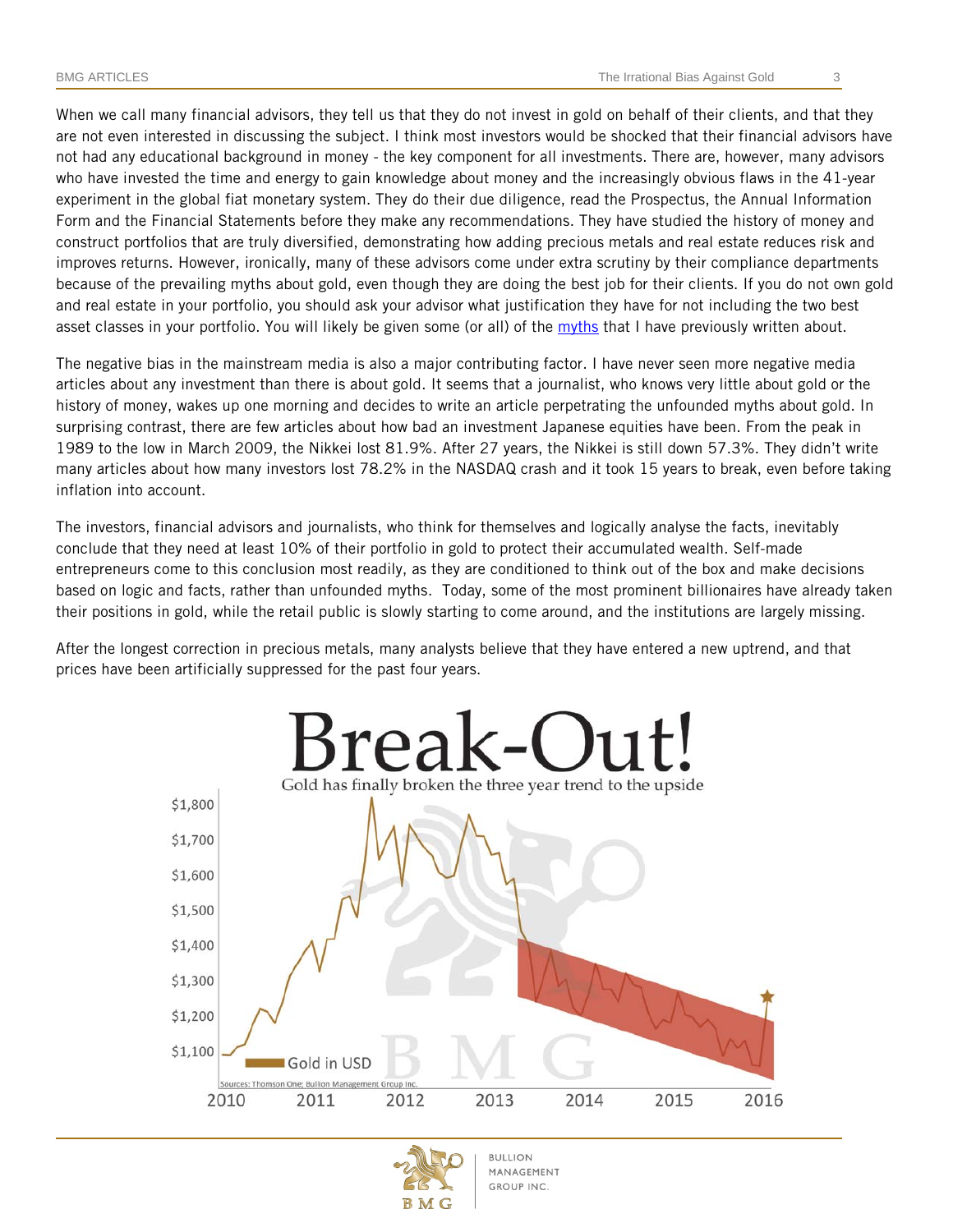When we call many financial advisors, they tell us that they do not invest in gold on behalf of their clients, and that they are not even interested in discussing the subject. I think most investors would be shocked that their financial advisors have not had any educational background in money - the key component for all investments. There are, however, many advisors who have invested the time and energy to gain knowledge about money and the increasingly obvious flaws in the 41-year experiment in the global fiat monetary system. They do their due diligence, read the Prospectus, the Annual Information Form and the Financial Statements before they make any recommendations. They have studied the history of money and construct portfolios that are truly diversified, demonstrating how adding precious metals and real estate reduces risk and improves returns. However, ironically, many of these advisors come under extra scrutiny by their compliance departments because of the prevailing myths about gold, even though they are doing the best job for their clients. If you do not own gold and real estate in your portfolio, you should ask your advisor what justification they have for not including the two best asset classes in your portfolio. You will likely be given some (or all) of the myths that I have previously written about.

The negative bias in the mainstream media is also a major contributing factor. I have never seen more negative media articles about any investment than there is about gold. It seems that a journalist, who knows very little about gold or the history of money, wakes up one morning and decides to write an article perpetrating the unfounded myths about gold. In surprising contrast, there are few articles about how bad an investment Japanese equities have been. From the peak in 1989 to the low in March 2009, the Nikkei lost 81.9%. After 27 years, the Nikkei is still down 57.3%. They didn't write many articles about how many investors lost 78.2% in the NASDAQ crash and it took 15 years to break, even before taking inflation into account.

The investors, financial advisors and journalists, who think for themselves and logically analyse the facts, inevitably conclude that they need at least 10% of their portfolio in gold to protect their accumulated wealth. Self-made entrepreneurs come to this conclusion most readily, as they are conditioned to think out of the box and make decisions based on logic and facts, rather than unfounded myths. Today, some of the most prominent billionaires have already taken their positions in gold, while the retail public is slowly starting to come around, and the institutions are largely missing.

After the longest correction in precious metals, many analysts believe that they have entered a new uptrend, and that prices have been artificially suppressed for the past four years.

# Break-Out!

Gold has finally broken the three year trend to the upside

Gold in USD

Sources: Thomson One; Bullion Management Group Inc.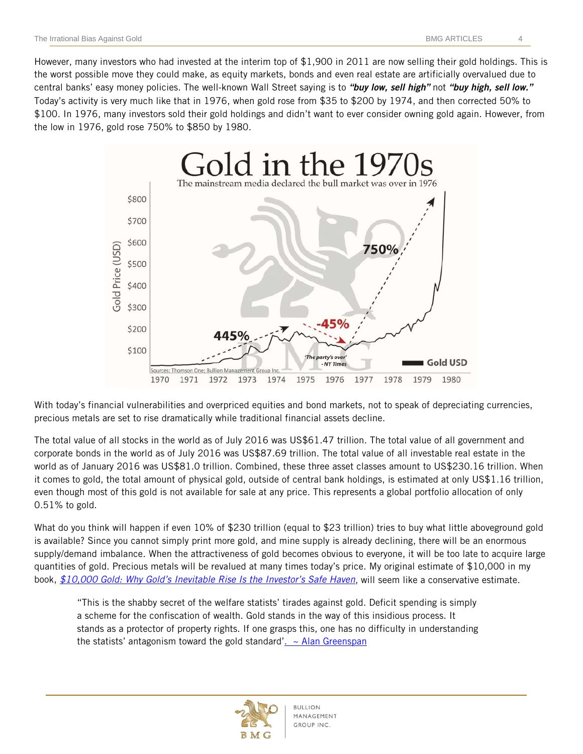However, many investors who had invested at the interim top of $1,900 in 2011 are now selling their gold holdings. This is the worst possible move they could make, as equity markets, bonds and even real estate are artificially overvalued due to central banks' easy money policies. The well-known Wall Street saying is to ***"buy low, sell high"*** not ***"buy high, sell low."*** Today's activity is very much like that in 1976, when gold rose from $35 to $200 by 1974, and then corrected 50% to $100. In 1976, many investors sold their gold holdings and didn't want to ever consider owning gold again. However, from the low in 1976, gold rose 750% to $850 by 1980.

With today's financial vulnerabilities and overpriced equities and bond markets, not to speak of depreciating currencies, precious metals are set to rise dramatically while traditional financial assets decline.

The total value of all stocks in the world as of July 2016 was US$61.47 trillion. The total value of all government and corporate bonds in the world as of July 2016 was US$87.69 trillion. The total value of all investable real estate in the world as of January 2016 was US$81.0 trillion. Combined, these three asset classes amount to US$230.16 trillion. When it comes to gold, the total amount of physical gold, outside of central bank holdings, is estimated at only US$1.16 trillion, even though most of this gold is not available for sale at any price. This represents a global portfolio allocation of only 0.51% to gold.

What do you think will happen if even 10% of $230 trillion (equal to $23 trillion) tries to buy what little aboveground gold is available? Since you cannot simply print more gold, and mine supply is already declining, there will be an enormous supply/demand imbalance. When the attractiveness of gold becomes obvious to everyone, it will be too late to acquire large quantities of gold. Precious metals will be revalued at many times today's price. My original estimate of $10,000 in my book, *$10,000 Gold: Why Gold's Inevitable Rise Is the Investor's Safe Haven*, will seem like a conservative estimate.

> "This is the shabby secret of the welfare statists' tirades against gold. Deficit spending is simply a scheme for the confiscation of wealth. Gold stands in the way of this insidious process. It stands as a protector of property rights. If one grasps this, one has no difficulty in understanding the statists' antagonism toward the gold standard'. ~ Alan Greenspan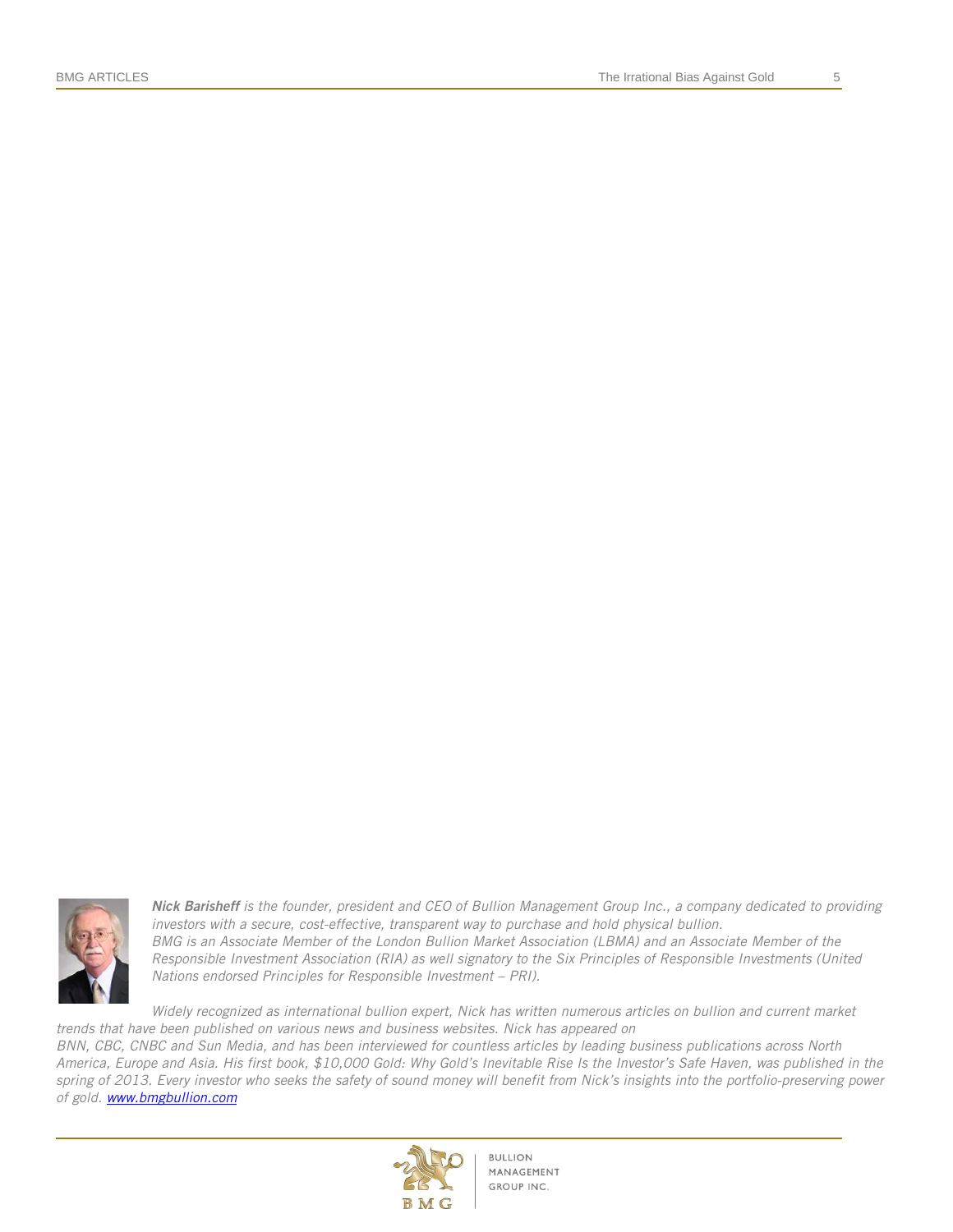***Nick Barisheff*** *is the founder, president and CEO of Bullion Management Group Inc., a company dedicated to providing investors with a secure, cost-effective, transparent way to purchase and hold physical bullion.*
*BMG is an Associate Member of the London Bullion Market Association (LBMA) and an Associate Member of the Responsible Investment Association (RIA) as well signatory to the Six Principles of Responsible Investments (United Nations endorsed Principles for Responsible Investment – PRI).*

*Widely recognized as international bullion expert, Nick has written numerous articles on bullion and current market trends that have been published on various news and business websites. Nick has appeared on BNN, CBC, CNBC and Sun Media, and has been interviewed for countless articles by leading business publications across North America, Europe and Asia. His first book, $10,000 Gold: Why Gold's Inevitable Rise Is the Investor's Safe Haven, was published in the spring of 2013. Every investor who seeks the safety of sound money will benefit from Nick's insights into the portfolio-preserving power of gold.* [*www.bmgbullion.com*](http://www.bmgbullion.com)

BMG

BULLION MANAGEMENT GROUP INC.